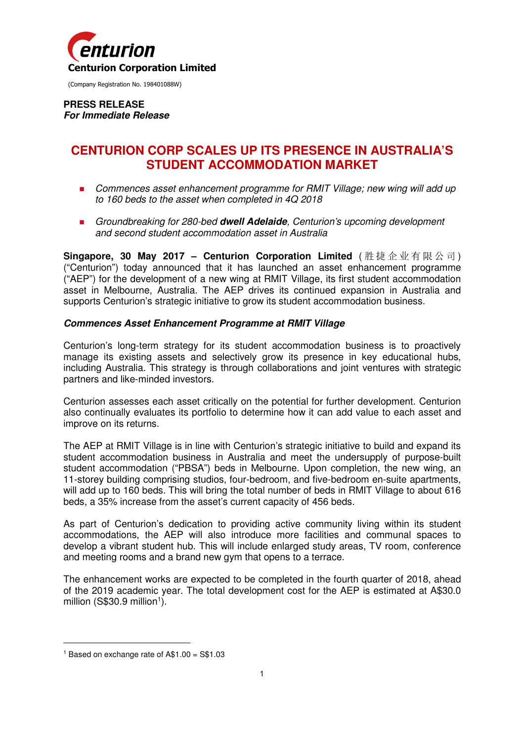**Centurion Corporation Limited**

(Company Registration No. 198401088W)

**PRESS RELEASE**
***For Immediate Release***

# CENTURION CORP SCALES UP ITS PRESENCE IN AUSTRALIA'S STUDENT ACCOMMODATION MARKET

- *Commences asset enhancement programme for RMIT Village; new wing will add up to 160 beds to the asset when completed in 4Q 2018*
- *Groundbreaking for 280-bed **dwell Adelaide**, Centurion's upcoming development and second student accommodation asset in Australia*

**Singapore, 30 May 2017 – Centurion Corporation Limited** (胜捷企业有限公司) ("Centurion") today announced that it has launched an asset enhancement programme ("AEP") for the development of a new wing at RMIT Village, its first student accommodation asset in Melbourne, Australia. The AEP drives its continued expansion in Australia and supports Centurion's strategic initiative to grow its student accommodation business.

### *Commences Asset Enhancement Programme at RMIT Village*

Centurion's long-term strategy for its student accommodation business is to proactively manage its existing assets and selectively grow its presence in key educational hubs, including Australia. This strategy is through collaborations and joint ventures with strategic partners and like-minded investors.

Centurion assesses each asset critically on the potential for further development. Centurion also continually evaluates its portfolio to determine how it can add value to each asset and improve on its returns.

The AEP at RMIT Village is in line with Centurion's strategic initiative to build and expand its student accommodation business in Australia and meet the undersupply of purpose-built student accommodation ("PBSA") beds in Melbourne. Upon completion, the new wing, an 11-storey building comprising studios, four-bedroom, and five-bedroom en-suite apartments, will add up to 160 beds. This will bring the total number of beds in RMIT Village to about 616 beds, a 35% increase from the asset's current capacity of 456 beds.

As part of Centurion's dedication to providing active community living within its student accommodations, the AEP will also introduce more facilities and communal spaces to develop a vibrant student hub. This will include enlarged study areas, TV room, conference and meeting rooms and a brand new gym that opens to a terrace.

The enhancement works are expected to be completed in the fourth quarter of 2018, ahead of the 2019 academic year. The total development cost for the AEP is estimated at A$30.0 million (S$30.9 million[1]).

[1] Based on exchange rate of A$1.00 = S$1.03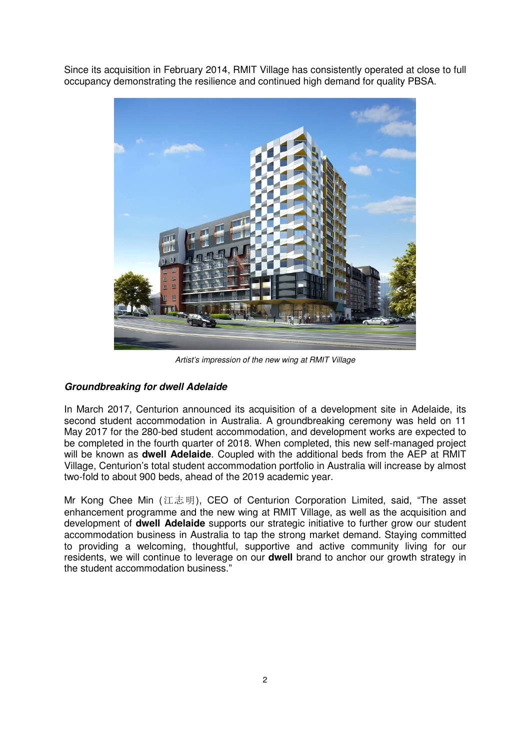Since its acquisition in February 2014, RMIT Village has consistently operated at close to full occupancy demonstrating the resilience and continued high demand for quality PBSA.

*Artist's impression of the new wing at RMIT Village*

### ***Groundbreaking for dwell Adelaide***

In March 2017, Centurion announced its acquisition of a development site in Adelaide, its second student accommodation in Australia. A groundbreaking ceremony was held on 11 May 2017 for the 280-bed student accommodation, and development works are expected to be completed in the fourth quarter of 2018. When completed, this new self-managed project will be known as **dwell Adelaide**. Coupled with the additional beds from the AEP at RMIT Village, Centurion's total student accommodation portfolio in Australia will increase by almost two-fold to about 900 beds, ahead of the 2019 academic year.

Mr Kong Chee Min (江志明), CEO of Centurion Corporation Limited, said, "The asset enhancement programme and the new wing at RMIT Village, as well as the acquisition and development of **dwell Adelaide** supports our strategic initiative to further grow our student accommodation business in Australia to tap the strong market demand. Staying committed to providing a welcoming, thoughtful, supportive and active community living for our residents, we will continue to leverage on our **dwell** brand to anchor our growth strategy in the student accommodation business."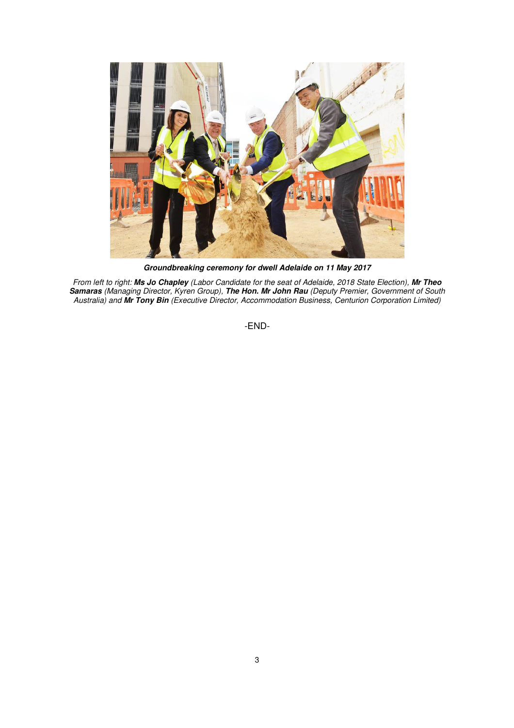***Groundbreaking ceremony for dwell Adelaide on 11 May 2017***

*From left to right: **Ms Jo Chapley** (Labor Candidate for the seat of Adelaide, 2018 State Election), **Mr Theo Samaras** (Managing Director, Kyren Group), **The Hon. Mr John Rau** (Deputy Premier, Government of South Australia) and **Mr Tony Bin** (Executive Director, Accommodation Business, Centurion Corporation Limited)*

-END-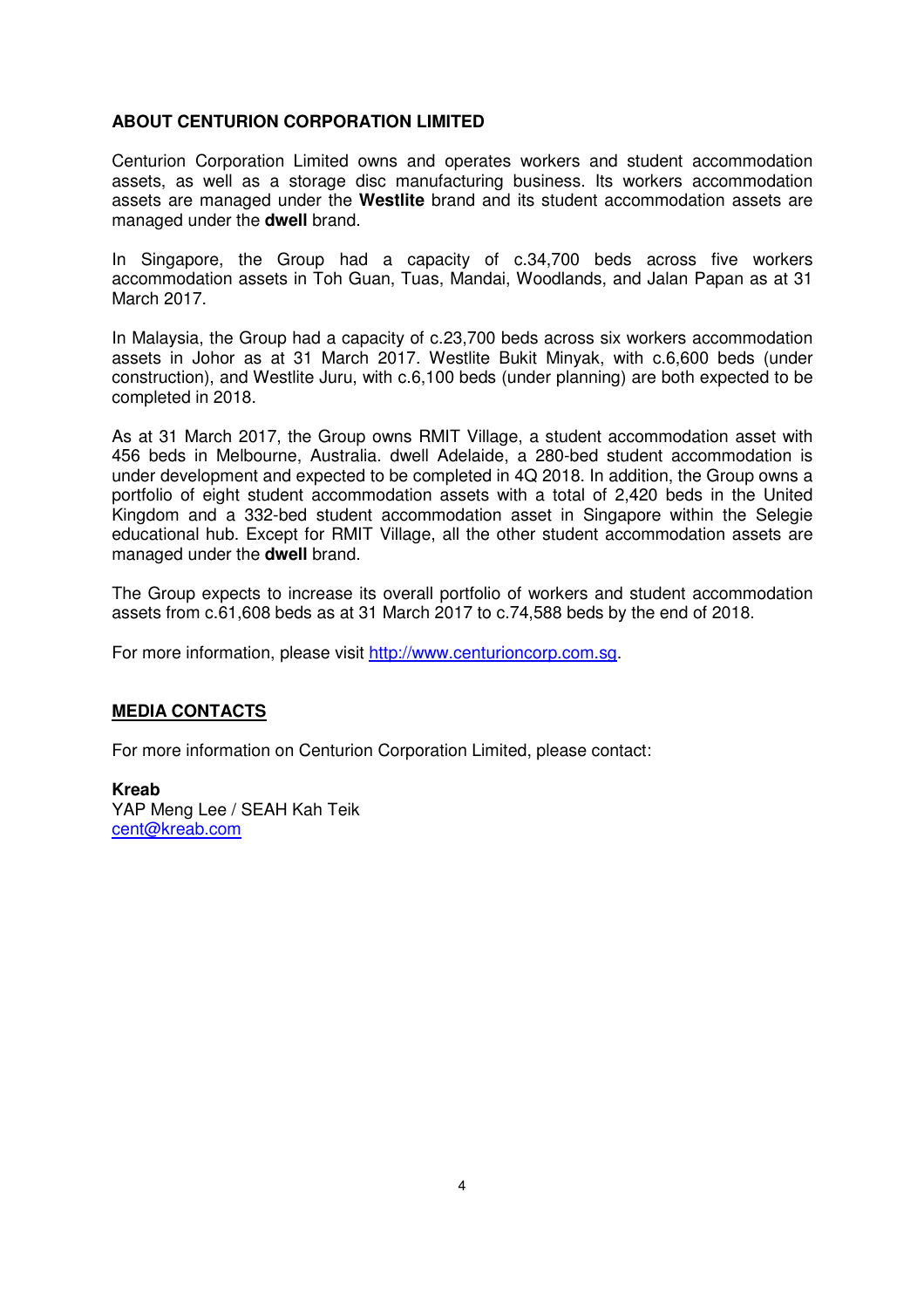## ABOUT CENTURION CORPORATION LIMITED

Centurion Corporation Limited owns and operates workers and student accommodation assets, as well as a storage disc manufacturing business. Its workers accommodation assets are managed under the **Westlite** brand and its student accommodation assets are managed under the **dwell** brand.

In Singapore, the Group had a capacity of c.34,700 beds across five workers accommodation assets in Toh Guan, Tuas, Mandai, Woodlands, and Jalan Papan as at 31 March 2017.

In Malaysia, the Group had a capacity of c.23,700 beds across six workers accommodation assets in Johor as at 31 March 2017. Westlite Bukit Minyak, with c.6,600 beds (under construction), and Westlite Juru, with c.6,100 beds (under planning) are both expected to be completed in 2018.

As at 31 March 2017, the Group owns RMIT Village, a student accommodation asset with 456 beds in Melbourne, Australia. dwell Adelaide, a 280-bed student accommodation is under development and expected to be completed in 4Q 2018. In addition, the Group owns a portfolio of eight student accommodation assets with a total of 2,420 beds in the United Kingdom and a 332-bed student accommodation asset in Singapore within the Selegie educational hub. Except for RMIT Village, all the other student accommodation assets are managed under the **dwell** brand.

The Group expects to increase its overall portfolio of workers and student accommodation assets from c.61,608 beds as at 31 March 2017 to c.74,588 beds by the end of 2018.

For more information, please visit http://www.centurioncorp.com.sg.

## MEDIA CONTACTS

For more information on Centurion Corporation Limited, please contact:

**Kreab**
YAP Meng Lee / SEAH Kah Teik
cent@kreab.com